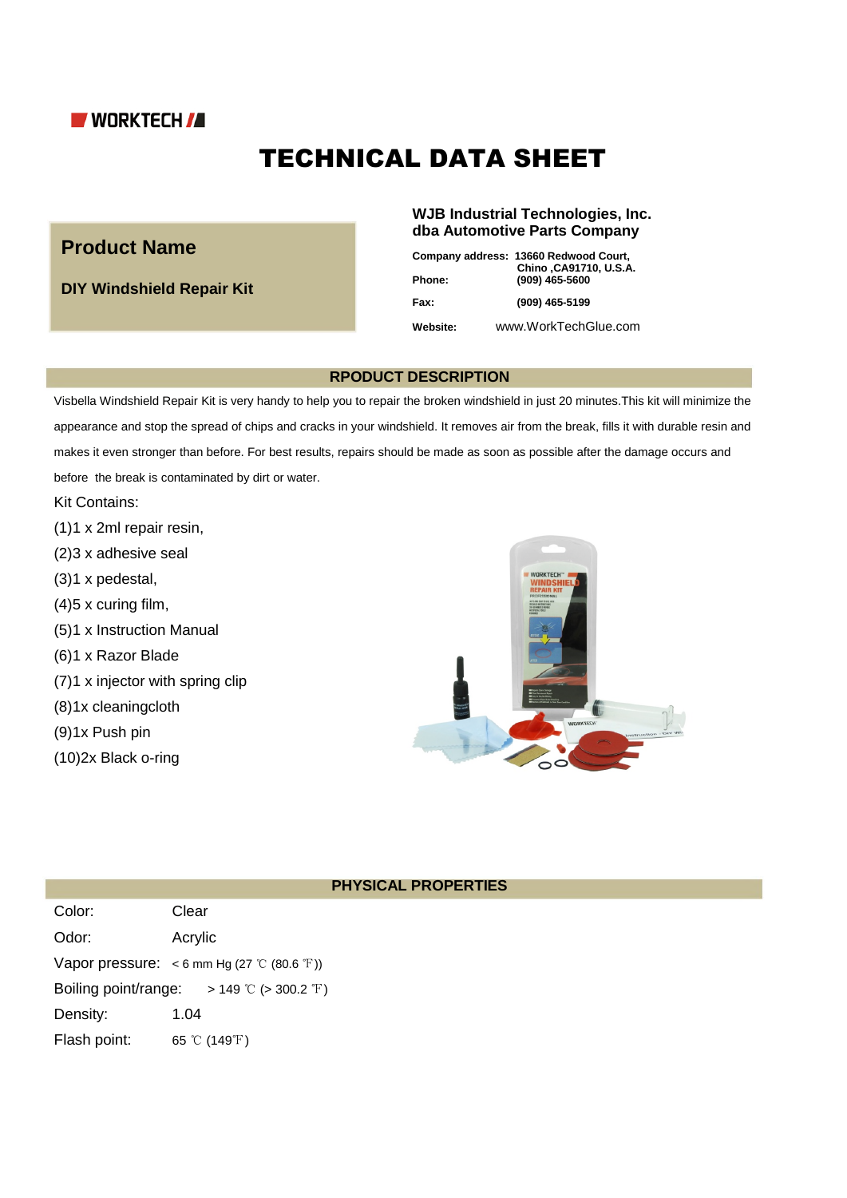WORKTECH

# TECHNICAL DATA SHEET

## Product Name

**DIY Windshield Repair Kit**

**WJB Industrial Technologies, Inc.**
**dba Automotive Parts Company**

| | |
|---|---|
| **Company address:** | **13660 Redwood Court, Chino ,CA91710, U.S.A.** |
| **Phone:** | **(909) 465-5600** |
| **Fax:** | **(909) 465-5199** |
| **Website:** | www.WorkTechGlue.com |

## RPODUCT DESCRIPTION

Visbella Windshield Repair Kit is very handy to help you to repair the broken windshield in just 20 minutes.This kit will minimize the appearance and stop the spread of chips and cracks in your windshield. It removes air from the break, fills it with durable resin and makes it even stronger than before. For best results, repairs should be made as soon as possible after the damage occurs and before the break is contaminated by dirt or water.

Kit Contains:

(1)1 x 2ml repair resin,
(2)3 x adhesive seal
(3)1 x pedestal,
(4)5 x curing film,
(5)1 x Instruction Manual
(6)1 x Razor Blade
(7)1 x injector with spring clip
(8)1x cleaningcloth
(9)1x Push pin
(10)2x Black o-ring

## PHYSICAL PROPERTIES

| | |
|---|---|
| Color: | Clear |
| Odor: | Acrylic |
| Vapor pressure: | < 6 mm Hg (27 ℃ (80.6 ℉)) |
| Boiling point/range: | > 149 ℃ (> 300.2 ℉) |
| Density: | 1.04 |
| Flash point: | 65 ℃ (149℉) |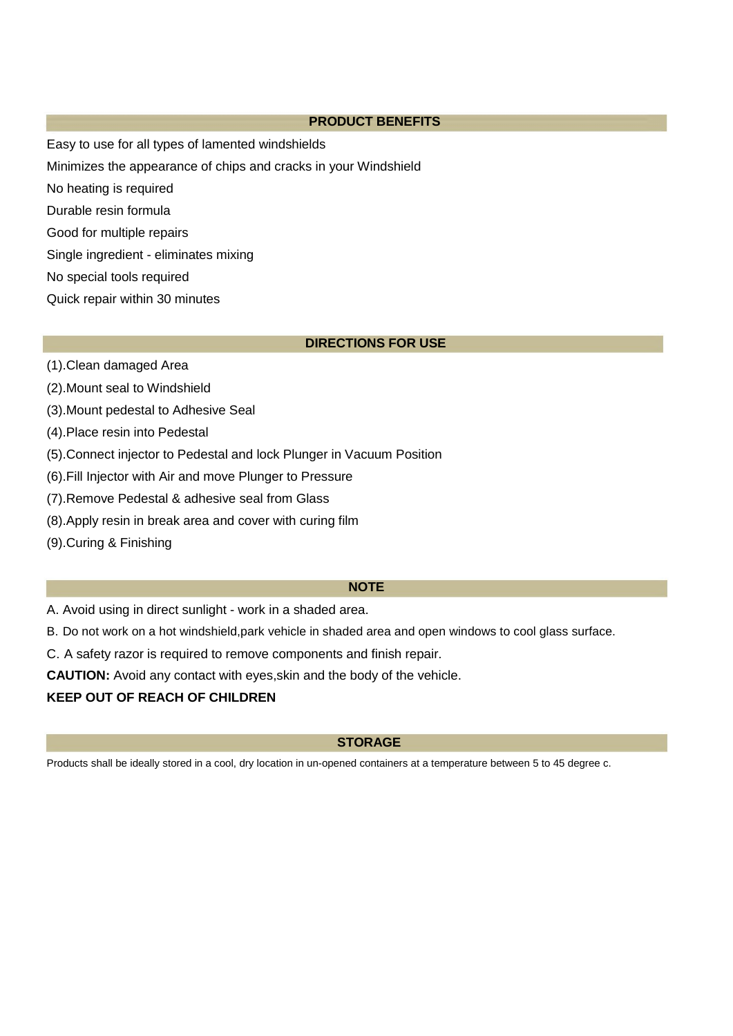## PRODUCT BENEFITS

Easy to use for all types of lamented windshields

Minimizes the appearance of chips and cracks in your Windshield

No heating is required

Durable resin formula

Good for multiple repairs

Single ingredient - eliminates mixing

No special tools required

Quick repair within 30 minutes

## DIRECTIONS FOR USE

(1).Clean damaged Area

(2).Mount seal to Windshield

(3).Mount pedestal to Adhesive Seal

(4).Place resin into Pedestal

(5).Connect injector to Pedestal and lock Plunger in Vacuum Position

(6).Fill Injector with Air and move Plunger to Pressure

(7).Remove Pedestal & adhesive seal from Glass

(8).Apply resin in break area and cover with curing film

(9).Curing & Finishing

## NOTE

A. Avoid using in direct sunlight - work in a shaded area.

B. Do not work on a hot windshield,park vehicle in shaded area and open windows to cool glass surface.

C. A safety razor is required to remove components and finish repair.

**CAUTION:** Avoid any contact with eyes,skin and the body of the vehicle.

**KEEP OUT OF REACH OF CHILDREN**

## STORAGE

Products shall be ideally stored in a cool, dry location in un-opened containers at a temperature between 5 to 45 degree c.